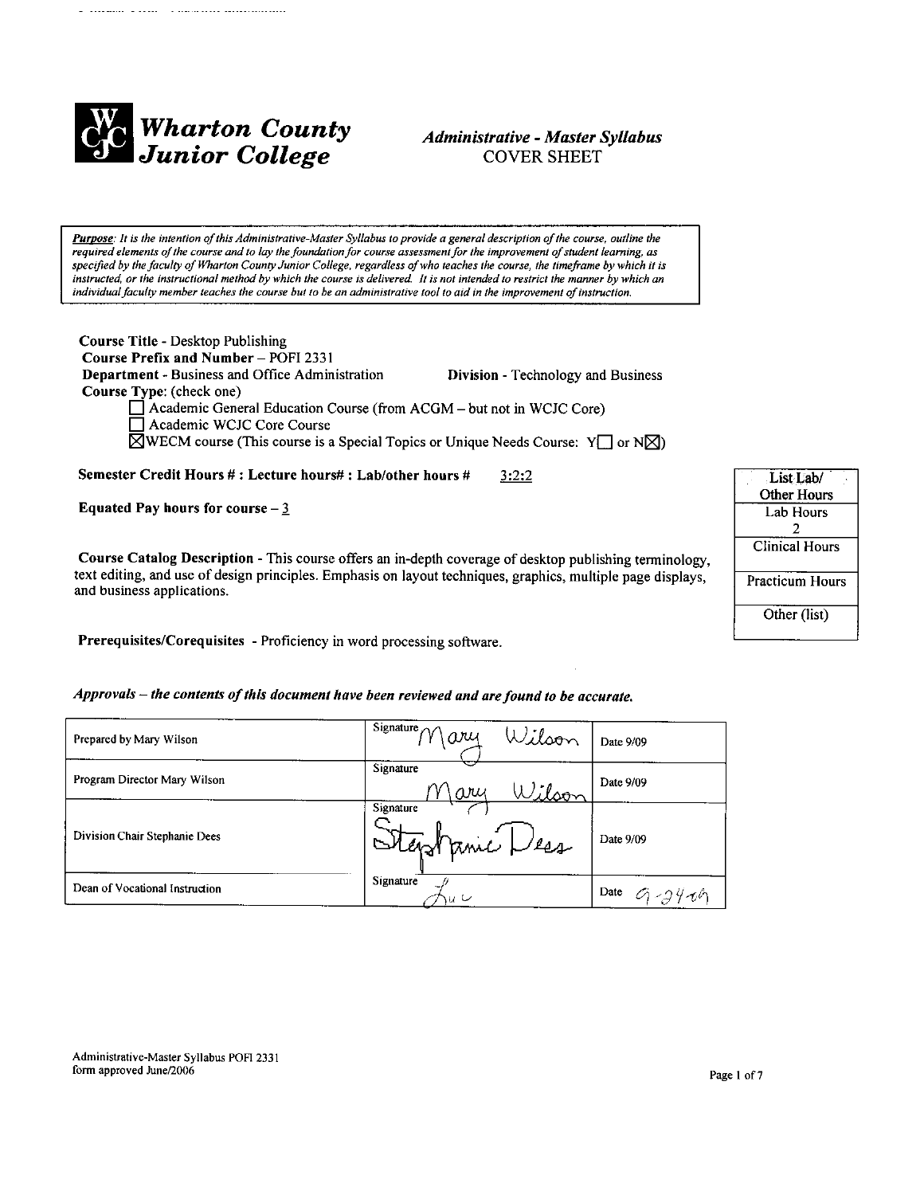# Wharton County Junior College

## *Administrative - Master Syllabus*
## COVER SHEET

***Purpose**: It is the intention of this Administrative-Master Syllabus to provide a general description of the course, outline the required elements of the course and to lay the foundation for course assessment for the improvement of student learning, as specified by the faculty of Wharton County Junior College, regardless of who teaches the course, the timeframe by which it is instructed, or the instructional method by which the course is delivered. It is not intended to restrict the manner by which an individual faculty member teaches the course but to be an administrative tool to aid in the improvement of instruction.*

**Course Title** - Desktop Publishing
**Course Prefix and Number** – POFI 2331
**Department** - Business and Office Administration     **Division** - Technology and Business
**Course Type**: (check one)

- ☐ Academic General Education Course (from ACGM – but not in WCJC Core)
- ☐ Academic WCJC Core Course
- ☒ WECM course (This course is a Special Topics or Unique Needs Course: Y☐ or N☒)

**Semester Credit Hours # : Lecture hours# : Lab/other hours #**     3:2:2

**Equated Pay hours for course** – 3

| List Lab/ Other Hours |
|---|
| Lab Hours 2 |
| Clinical Hours |
| Practicum Hours |
| Other (list) |

**Course Catalog Description** - This course offers an in-depth coverage of desktop publishing terminology, text editing, and use of design principles. Emphasis on layout techniques, graphics, multiple page displays, and business applications.

**Prerequisites/Corequisites** - Proficiency in word processing software.

***Approvals – the contents of this document have been reviewed and are found to be accurate.***

| | | |
|---|---|---|
| Prepared by Mary Wilson | Signature Mary Wilson | Date 9/09 |
| Program Director Mary Wilson | Signature Mary Wilson | Date 9/09 |
| Division Chair Stephanie Dees | Signature Stephanie Dees | Date 9/09 |
| Dean of Vocational Instruction | Signature Luc | Date 9-24-09 |

Administrative-Master Syllabus POFI 2331
form approved June/2006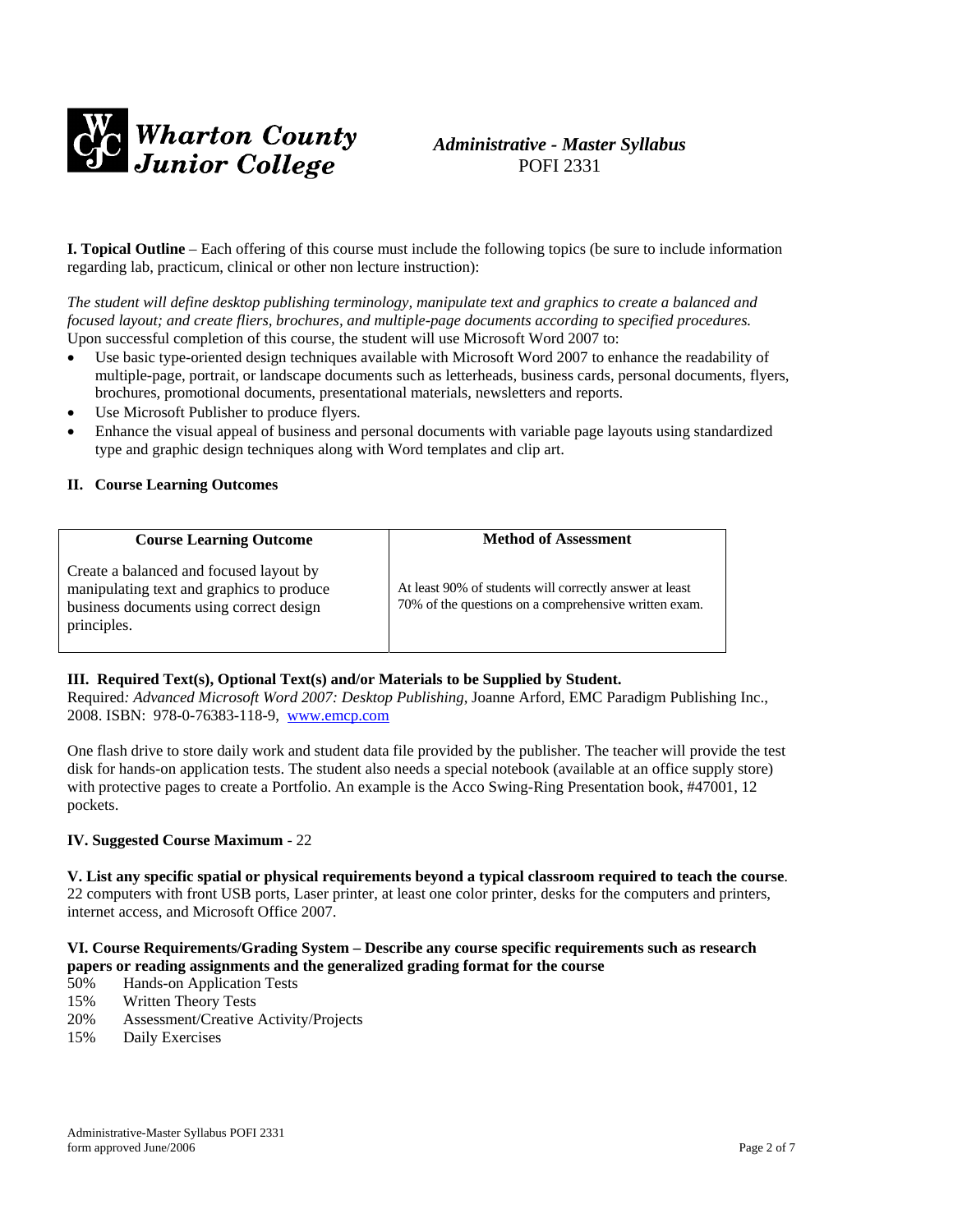**Wharton County Junior College** *Administrative - Master Syllabus* POFI 2331

**I. Topical Outline** – Each offering of this course must include the following topics (be sure to include information regarding lab, practicum, clinical or other non lecture instruction):

*The student will define desktop publishing terminology, manipulate text and graphics to create a balanced and focused layout; and create fliers, brochures, and multiple-page documents according to specified procedures.*
Upon successful completion of this course, the student will use Microsoft Word 2007 to:

- Use basic type-oriented design techniques available with Microsoft Word 2007 to enhance the readability of multiple-page, portrait, or landscape documents such as letterheads, business cards, personal documents, flyers, brochures, promotional documents, presentational materials, newsletters and reports.
- Use Microsoft Publisher to produce flyers.
- Enhance the visual appeal of business and personal documents with variable page layouts using standardized type and graphic design techniques along with Word templates and clip art.

**II. Course Learning Outcomes**

| Course Learning Outcome | Method of Assessment |
| --- | --- |
| Create a balanced and focused layout by manipulating text and graphics to produce business documents using correct design principles. | At least 90% of students will correctly answer at least 70% of the questions on a comprehensive written exam. |

**III. Required Text(s), Optional Text(s) and/or Materials to be Supplied by Student.**
Required: *Advanced Microsoft Word 2007: Desktop Publishing*, Joanne Arford, EMC Paradigm Publishing Inc., 2008. ISBN: 978-0-76383-118-9, www.emcp.com

One flash drive to store daily work and student data file provided by the publisher. The teacher will provide the test disk for hands-on application tests. The student also needs a special notebook (available at an office supply store) with protective pages to create a Portfolio. An example is the Acco Swing-Ring Presentation book, #47001, 12 pockets.

**IV. Suggested Course Maximum** - 22

**V. List any specific spatial or physical requirements beyond a typical classroom required to teach the course**.
22 computers with front USB ports, Laser printer, at least one color printer, desks for the computers and printers, internet access, and Microsoft Office 2007.

**VI. Course Requirements/Grading System – Describe any course specific requirements such as research papers or reading assignments and the generalized grading format for the course**

50% Hands-on Application Tests
15% Written Theory Tests
20% Assessment/Creative Activity/Projects
15% Daily Exercises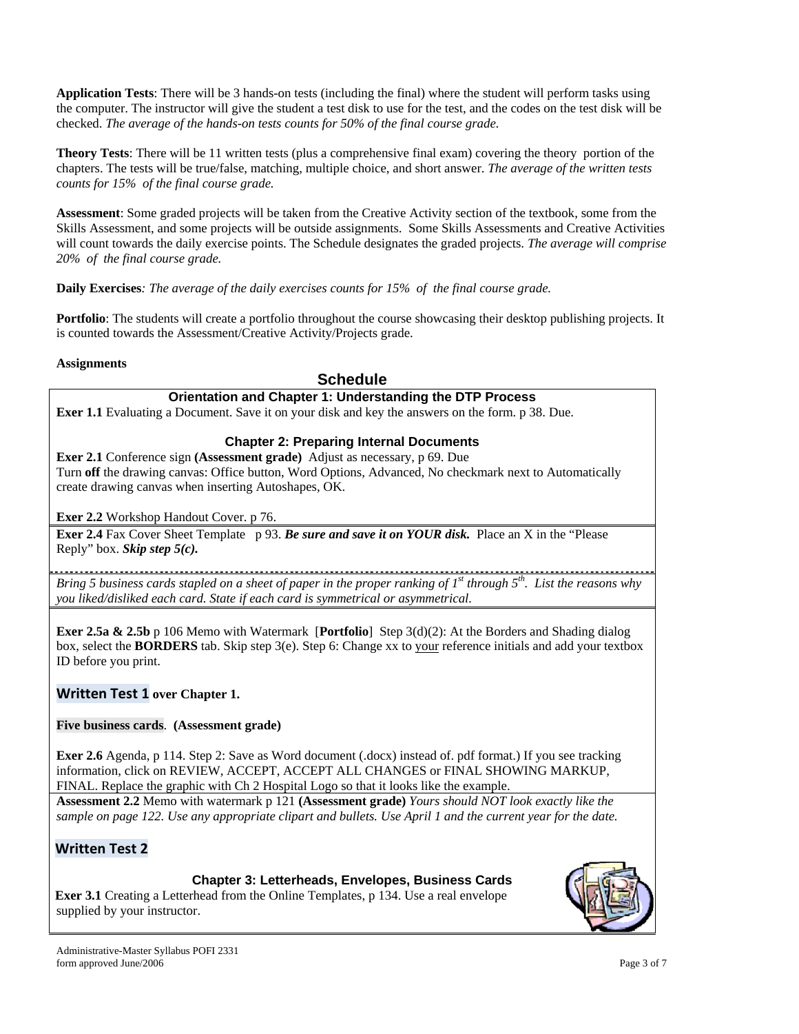**Application Tests**: There will be 3 hands-on tests (including the final) where the student will perform tasks using the computer. The instructor will give the student a test disk to use for the test, and the codes on the test disk will be checked. *The average of the hands-on tests counts for 50% of the final course grade.*

**Theory Tests**: There will be 11 written tests (plus a comprehensive final exam) covering the theory portion of the chapters. The tests will be true/false, matching, multiple choice, and short answer. *The average of the written tests counts for 15% of the final course grade.*

**Assessment**: Some graded projects will be taken from the Creative Activity section of the textbook, some from the Skills Assessment, and some projects will be outside assignments. Some Skills Assessments and Creative Activities will count towards the daily exercise points. The Schedule designates the graded projects. *The average will comprise 20% of the final course grade.*

**Daily Exercises**: *The average of the daily exercises counts for 15% of the final course grade.*

**Portfolio**: The students will create a portfolio throughout the course showcasing their desktop publishing projects. It is counted towards the Assessment/Creative Activity/Projects grade.

**Assignments**

## Schedule

### Orientation and Chapter 1: Understanding the DTP Process

**Exer 1.1** Evaluating a Document. Save it on your disk and key the answers on the form. p 38. Due.

### Chapter 2: Preparing Internal Documents

**Exer 2.1** Conference sign **(Assessment grade)** Adjust as necessary, p 69. Due
Turn **off** the drawing canvas: Office button, Word Options, Advanced, No checkmark next to Automatically create drawing canvas when inserting Autoshapes, OK.

**Exer 2.2** Workshop Handout Cover. p 76.

**Exer 2.4** Fax Cover Sheet Template p 93. ***Be sure and save it on YOUR disk.*** Place an X in the "Please Reply" box. ***Skip step 5(c).***

*Bring 5 business cards stapled on a sheet of paper in the proper ranking of 1st through 5th. List the reasons why you liked/disliked each card. State if each card is symmetrical or asymmetrical.*

**Exer 2.5a & 2.5b** p 106 Memo with Watermark [**Portfolio**] Step 3(d)(2): At the Borders and Shading dialog box, select the **BORDERS** tab. Skip step 3(e). Step 6: Change xx to your reference initials and add your textbox ID before you print.

**Written Test 1 over Chapter 1.**

**Five business cards**. **(Assessment grade)**

**Exer 2.6** Agenda, p 114. Step 2: Save as Word document (.docx) instead of. pdf format.) If you see tracking information, click on REVIEW, ACCEPT, ACCEPT ALL CHANGES or FINAL SHOWING MARKUP, FINAL. Replace the graphic with Ch 2 Hospital Logo so that it looks like the example.

**Assessment 2.2** Memo with watermark p 121 **(Assessment grade)** *Yours should NOT look exactly like the sample on page 122. Use any appropriate clipart and bullets. Use April 1 and the current year for the date.*

**Written Test 2**

### Chapter 3: Letterheads, Envelopes, Business Cards

**Exer 3.1** Creating a Letterhead from the Online Templates, p 134. Use a real envelope supplied by your instructor.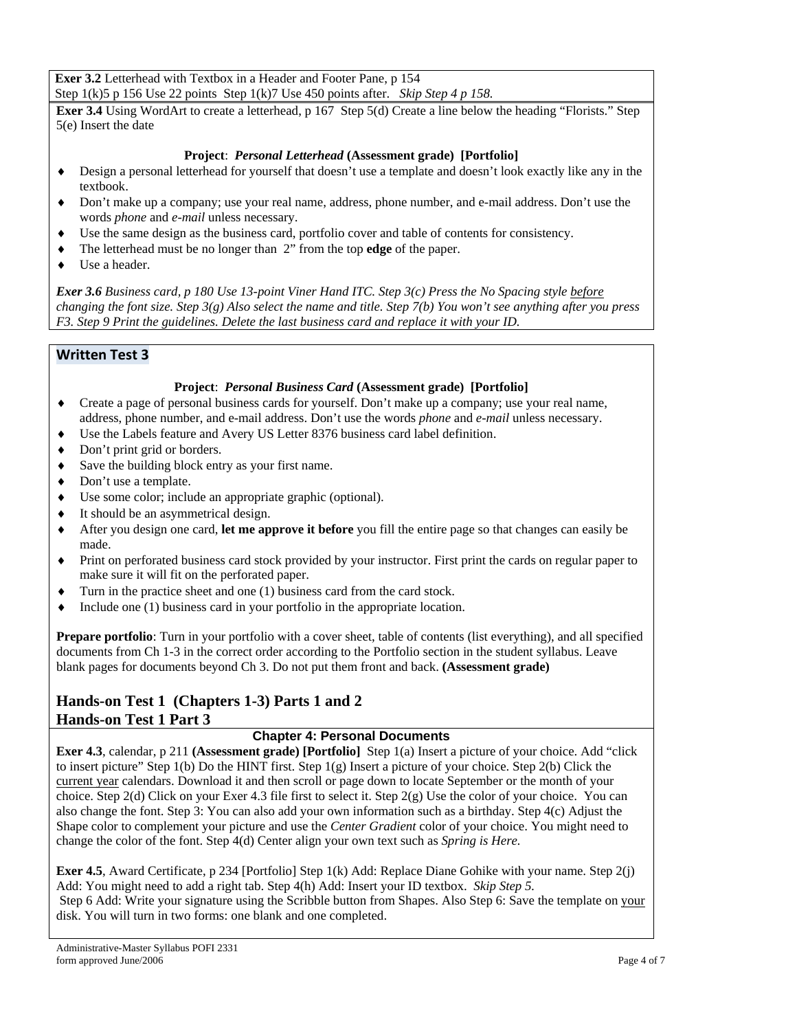**Exer 3.2** Letterhead with Textbox in a Header and Footer Pane, p 154
Step 1(k)5 p 156 Use 22 points Step 1(k)7 Use 450 points after. *Skip Step 4 p 158.*

**Exer 3.4** Using WordArt to create a letterhead, p 167 Step 5(d) Create a line below the heading "Florists." Step 5(e) Insert the date

**Project**: ***Personal Letterhead*** **(Assessment grade) [Portfolio]**

- Design a personal letterhead for yourself that doesn't use a template and doesn't look exactly like any in the textbook.
- Don't make up a company; use your real name, address, phone number, and e-mail address. Don't use the words *phone* and *e-mail* unless necessary.
- Use the same design as the business card, portfolio cover and table of contents for consistency.
- The letterhead must be no longer than 2" from the top **edge** of the paper.
- Use a header.

***Exer 3.6** Business card, p 180 Use 13-point Viner Hand ITC. Step 3(c) Press the No Spacing style <u>before</u> changing the font size. Step 3(g) Also select the name and title. Step 7(b) You won't see anything after you press F3. Step 9 Print the guidelines. Delete the last business card and replace it with your ID.*

## Written Test 3

**Project**: ***Personal Business Card*** **(Assessment grade) [Portfolio]**

- Create a page of personal business cards for yourself. Don't make up a company; use your real name, address, phone number, and e-mail address. Don't use the words *phone* and *e-mail* unless necessary.
- Use the Labels feature and Avery US Letter 8376 business card label definition.
- Don't print grid or borders.
- Save the building block entry as your first name.
- Don't use a template.
- Use some color; include an appropriate graphic (optional).
- It should be an asymmetrical design.
- After you design one card, **let me approve it before** you fill the entire page so that changes can easily be made.
- Print on perforated business card stock provided by your instructor. First print the cards on regular paper to make sure it will fit on the perforated paper.
- Turn in the practice sheet and one (1) business card from the card stock.
- Include one (1) business card in your portfolio in the appropriate location.

**Prepare portfolio**: Turn in your portfolio with a cover sheet, table of contents (list everything), and all specified documents from Ch 1-3 in the correct order according to the Portfolio section in the student syllabus. Leave blank pages for documents beyond Ch 3. Do not put them front and back. **(Assessment grade)**

## Hands-on Test 1 (Chapters 1-3) Parts 1 and 2
## Hands-on Test 1 Part 3

### Chapter 4: Personal Documents

**Exer 4.3**, calendar, p 211 **(Assessment grade) [Portfolio]** Step 1(a) Insert a picture of your choice. Add "click to insert picture" Step 1(b) Do the HINT first. Step 1(g) Insert a picture of your choice. Step 2(b) Click the <u>current year</u> calendars. Download it and then scroll or page down to locate September or the month of your choice. Step 2(d) Click on your Exer 4.3 file first to select it. Step 2(g) Use the color of your choice. You can also change the font. Step 3: You can also add your own information such as a birthday. Step 4(c) Adjust the Shape color to complement your picture and use the *Center Gradient* color of your choice. You might need to change the color of the font. Step 4(d) Center align your own text such as *Spring is Here.*

**Exer 4.5**, Award Certificate, p 234 [Portfolio] Step 1(k) Add: Replace Diane Gohike with your name. Step 2(j) Add: You might need to add a right tab. Step 4(h) Add: Insert your ID textbox. *Skip Step 5.*
Step 6 Add: Write your signature using the Scribble button from Shapes. Also Step 6: Save the template on <u>your</u> disk. You will turn in two forms: one blank and one completed.

Administrative-Master Syllabus POFI 2331
form approved June/2006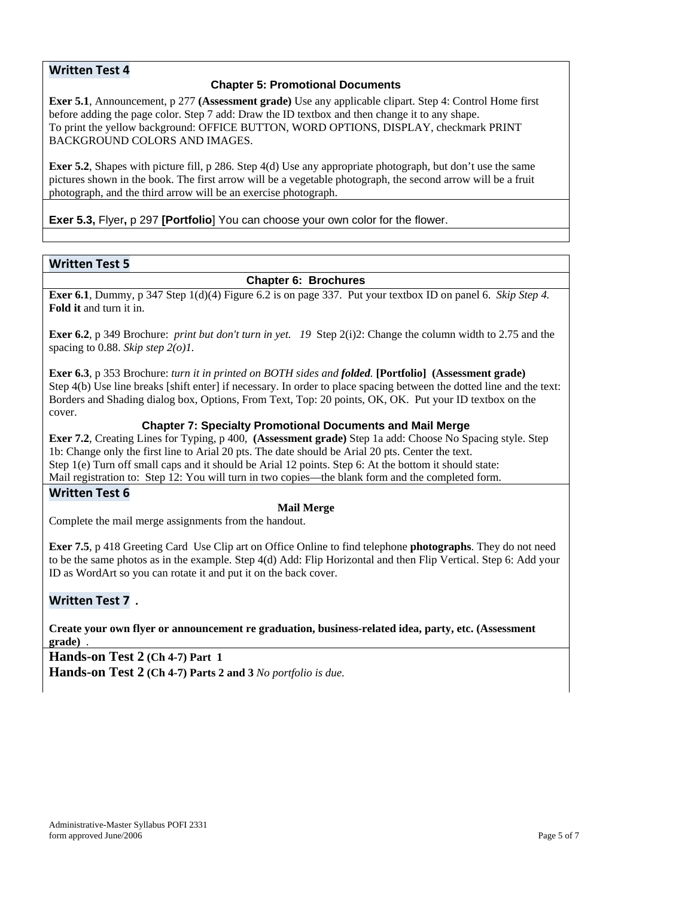## Written Test 4

### Chapter 5: Promotional Documents

**Exer 5.1**, Announcement, p 277 **(Assessment grade)** Use any applicable clipart. Step 4: Control Home first before adding the page color. Step 7 add: Draw the ID textbox and then change it to any shape.
To print the yellow background: OFFICE BUTTON, WORD OPTIONS, DISPLAY, checkmark PRINT BACKGROUND COLORS AND IMAGES.

**Exer 5.2**, Shapes with picture fill, p 286. Step 4(d) Use any appropriate photograph, but don't use the same pictures shown in the book. The first arrow will be a vegetable photograph, the second arrow will be a fruit photograph, and the third arrow will be an exercise photograph.

**Exer 5.3,** Flyer**,** p 297 **[Portfolio**] You can choose your own color for the flower.

## Written Test 5

### Chapter 6: Brochures

**Exer 6.1**, Dummy, p 347 Step 1(d)(4) Figure 6.2 is on page 337. Put your textbox ID on panel 6. *Skip Step 4.* **Fold it** and turn it in.

**Exer 6.2**, p 349 Brochure: *print but don't turn in yet. 19* Step 2(i)2: Change the column width to 2.75 and the spacing to 0.88. *Skip step 2(o)1.*

**Exer 6.3**, p 353 Brochure: *turn it in printed on BOTH sides and* ***folded.*** **[Portfolio] (Assessment grade)** Step 4(b) Use line breaks [shift enter] if necessary. In order to place spacing between the dotted line and the text: Borders and Shading dialog box, Options, From Text, Top: 20 points, OK, OK. Put your ID textbox on the cover.

### Chapter 7: Specialty Promotional Documents and Mail Merge

**Exer 7.2**, Creating Lines for Typing, p 400, **(Assessment grade)** Step 1a add: Choose No Spacing style. Step 1b: Change only the first line to Arial 20 pts. The date should be Arial 20 pts. Center the text.
Step 1(e) Turn off small caps and it should be Arial 12 points. Step 6: At the bottom it should state:
Mail registration to: Step 12: You will turn in two copies—the blank form and the completed form.

## Written Test 6

### Mail Merge

Complete the mail merge assignments from the handout.

**Exer 7.5**, p 418 Greeting Card Use Clip art on Office Online to find telephone **photographs**. They do not need to be the same photos as in the example. Step 4(d) Add: Flip Horizontal and then Flip Vertical. Step 6: Add your ID as WordArt so you can rotate it and put it on the back cover.

## Written Test 7 .

**Create your own flyer or announcement re graduation, business-related idea, party, etc. (Assessment grade)** .

**Hands-on Test 2 (Ch 4-7) Part 1**

**Hands-on Test 2 (Ch 4-7) Parts 2 and 3** *No portfolio is due.*

Administrative-Master Syllabus POFI 2331
form approved June/2006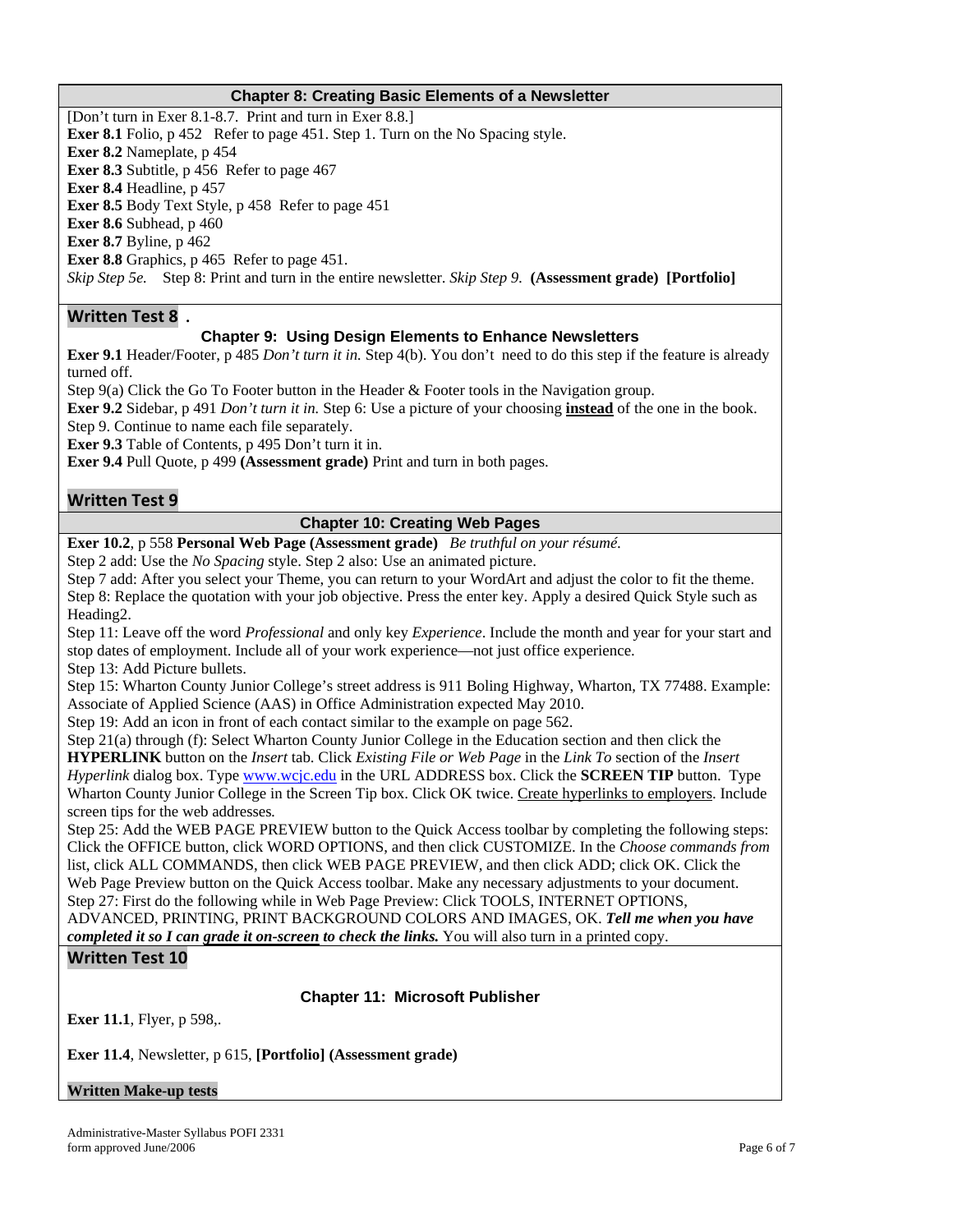### Chapter 8: Creating Basic Elements of a Newsletter

[Don't turn in Exer 8.1-8.7. Print and turn in Exer 8.8.]

**Exer 8.1** Folio, p 452 Refer to page 451. Step 1. Turn on the No Spacing style.

**Exer 8.2** Nameplate, p 454

**Exer 8.3** Subtitle, p 456 Refer to page 467

**Exer 8.4** Headline, p 457

**Exer 8.5** Body Text Style, p 458 Refer to page 451

**Exer 8.6** Subhead, p 460

**Exer 8.7** Byline, p 462

**Exer 8.8** Graphics, p 465 Refer to page 451.

*Skip Step 5e.* Step 8: Print and turn in the entire newsletter. *Skip Step 9.* **(Assessment grade) [Portfolio]**

**Written Test 8** .

### Chapter 9: Using Design Elements to Enhance Newsletters

**Exer 9.1** Header/Footer, p 485 *Don't turn it in.* Step 4(b). You don't need to do this step if the feature is already turned off.

Step 9(a) Click the Go To Footer button in the Header & Footer tools in the Navigation group.

**Exer 9.2** Sidebar, p 491 *Don't turn it in.* Step 6: Use a picture of your choosing **instead** of the one in the book. Step 9. Continue to name each file separately.

**Exer 9.3** Table of Contents, p 495 Don't turn it in.

**Exer 9.4** Pull Quote, p 499 **(Assessment grade)** Print and turn in both pages.

**Written Test 9**

### Chapter 10: Creating Web Pages

**Exer 10.2**, p 558 **Personal Web Page (Assessment grade)** *Be truthful on your résumé.*

Step 2 add: Use the *No Spacing* style. Step 2 also: Use an animated picture.

Step 7 add: After you select your Theme, you can return to your WordArt and adjust the color to fit the theme.

Step 8: Replace the quotation with your job objective. Press the enter key. Apply a desired Quick Style such as Heading2.

Step 11: Leave off the word *Professional* and only key *Experience*. Include the month and year for your start and stop dates of employment. Include all of your work experience—not just office experience.

Step 13: Add Picture bullets.

Step 15: Wharton County Junior College's street address is 911 Boling Highway, Wharton, TX 77488. Example: Associate of Applied Science (AAS) in Office Administration expected May 2010.

Step 19: Add an icon in front of each contact similar to the example on page 562.

Step 21(a) through (f): Select Wharton County Junior College in the Education section and then click the **HYPERLINK** button on the *Insert* tab. Click *Existing File or Web Page* in the *Link To* section of the *Insert Hyperlink* dialog box. Type www.wcjc.edu in the URL ADDRESS box. Click the **SCREEN TIP** button. Type Wharton County Junior College in the Screen Tip box. Click OK twice. Create hyperlinks to employers. Include screen tips for the web addresses.

Step 25: Add the WEB PAGE PREVIEW button to the Quick Access toolbar by completing the following steps: Click the OFFICE button, click WORD OPTIONS, and then click CUSTOMIZE. In the *Choose commands from* list, click ALL COMMANDS, then click WEB PAGE PREVIEW, and then click ADD; click OK. Click the Web Page Preview button on the Quick Access toolbar. Make any necessary adjustments to your document.

Step 27: First do the following while in Web Page Preview: Click TOOLS, INTERNET OPTIONS, ADVANCED, PRINTING, PRINT BACKGROUND COLORS AND IMAGES, OK. ***Tell me when you have completed it so I can grade it on-screen to check the links.*** You will also turn in a printed copy.

**Written Test 10**

### Chapter 11: Microsoft Publisher

**Exer 11.1**, Flyer, p 598,.

**Exer 11.4**, Newsletter, p 615, **[Portfolio] (Assessment grade)**

**Written Make-up tests**

Administrative-Master Syllabus POFI 2331
form approved June/2006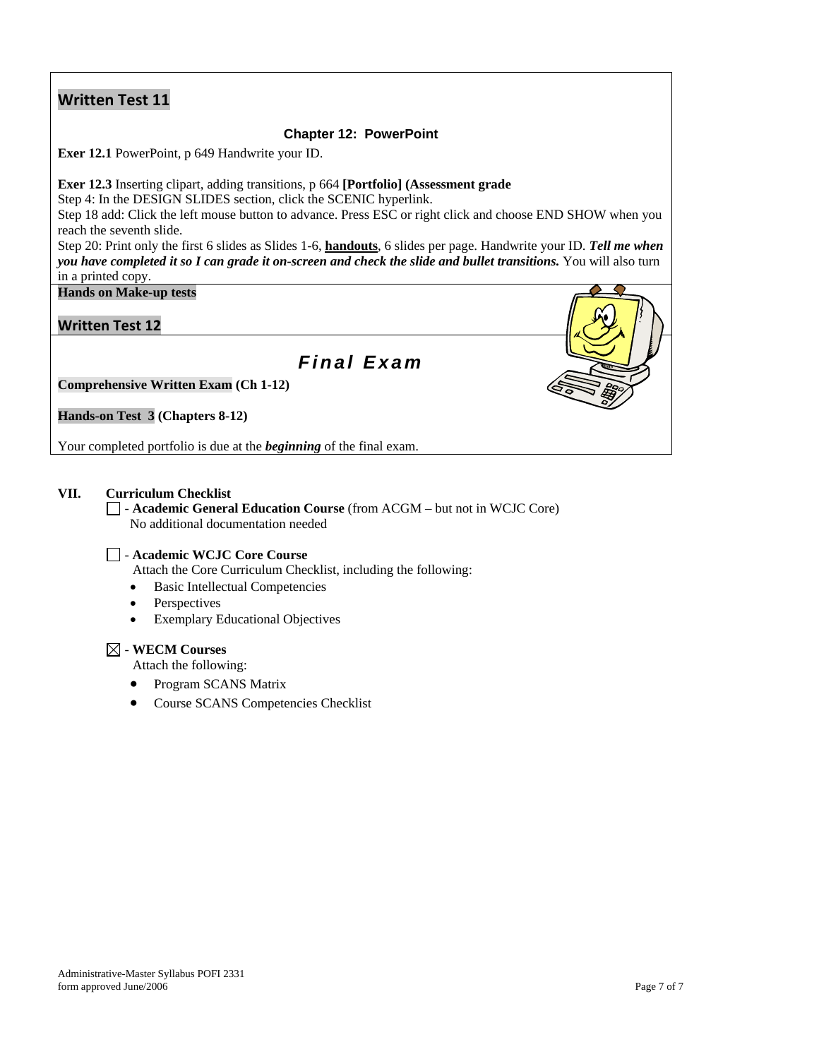## Written Test 11

### Chapter 12: PowerPoint

**Exer 12.1** PowerPoint, p 649 Handwrite your ID.

**Exer 12.3** Inserting clipart, adding transitions, p 664 **[Portfolio] (Assessment grade**
Step 4: In the DESIGN SLIDES section, click the SCENIC hyperlink.
Step 18 add: Click the left mouse button to advance. Press ESC or right click and choose END SHOW when you reach the seventh slide.
Step 20: Print only the first 6 slides as Slides 1-6, **handouts**, 6 slides per page. Handwrite your ID. ***Tell me when you have completed it so I can grade it on-screen and check the slide and bullet transitions.*** You will also turn in a printed copy.

**Hands on Make-up tests**

## Written Test 12

## *Final Exam*

**Comprehensive Written Exam (Ch 1-12)**

**Hands-on Test 3 (Chapters 8-12)**

Your completed portfolio is due at the ***beginning*** of the final exam.

**VII. Curriculum Checklist**

☐ - **Academic General Education Course** (from ACGM – but not in WCJC Core)
No additional documentation needed

☐ - **Academic WCJC Core Course**
Attach the Core Curriculum Checklist, including the following:

- Basic Intellectual Competencies
- Perspectives
- Exemplary Educational Objectives

☒ - **WECM Courses**
Attach the following:

- Program SCANS Matrix
- Course SCANS Competencies Checklist